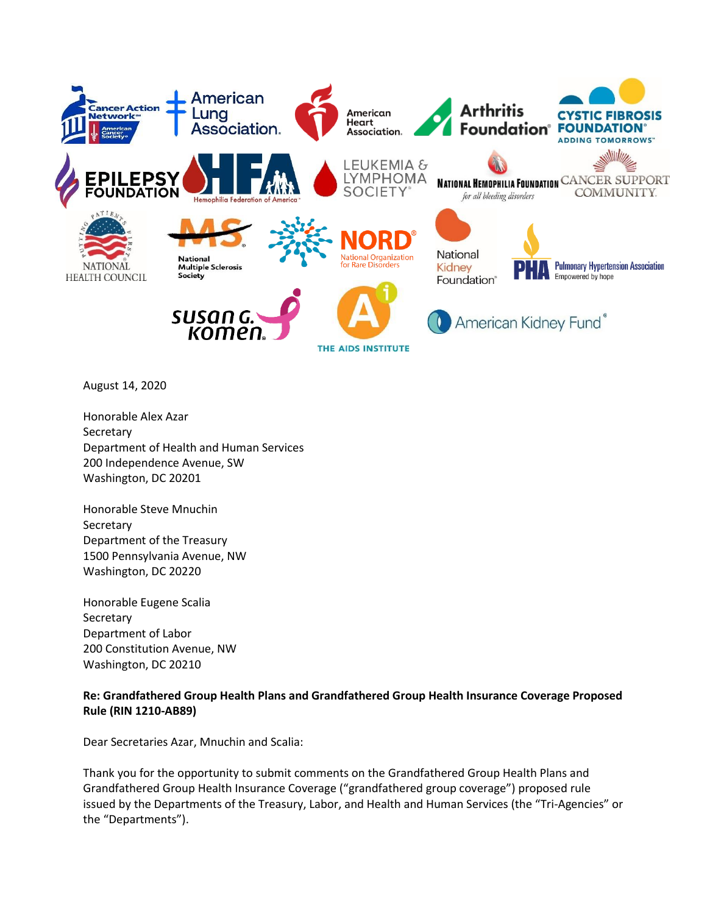August 14, 2020

Honorable Alex Azar
Secretary
Department of Health and Human Services
200 Independence Avenue, SW
Washington, DC 20201

Honorable Steve Mnuchin
Secretary
Department of the Treasury
1500 Pennsylvania Avenue, NW
Washington, DC 20220

Honorable Eugene Scalia
Secretary
Department of Labor
200 Constitution Avenue, NW
Washington, DC 20210

**Re: Grandfathered Group Health Plans and Grandfathered Group Health Insurance Coverage Proposed Rule (RIN 1210-AB89)**

Dear Secretaries Azar, Mnuchin and Scalia:

Thank you for the opportunity to submit comments on the Grandfathered Group Health Plans and Grandfathered Group Health Insurance Coverage ("grandfathered group coverage") proposed rule issued by the Departments of the Treasury, Labor, and Health and Human Services (the "Tri-Agencies" or the "Departments").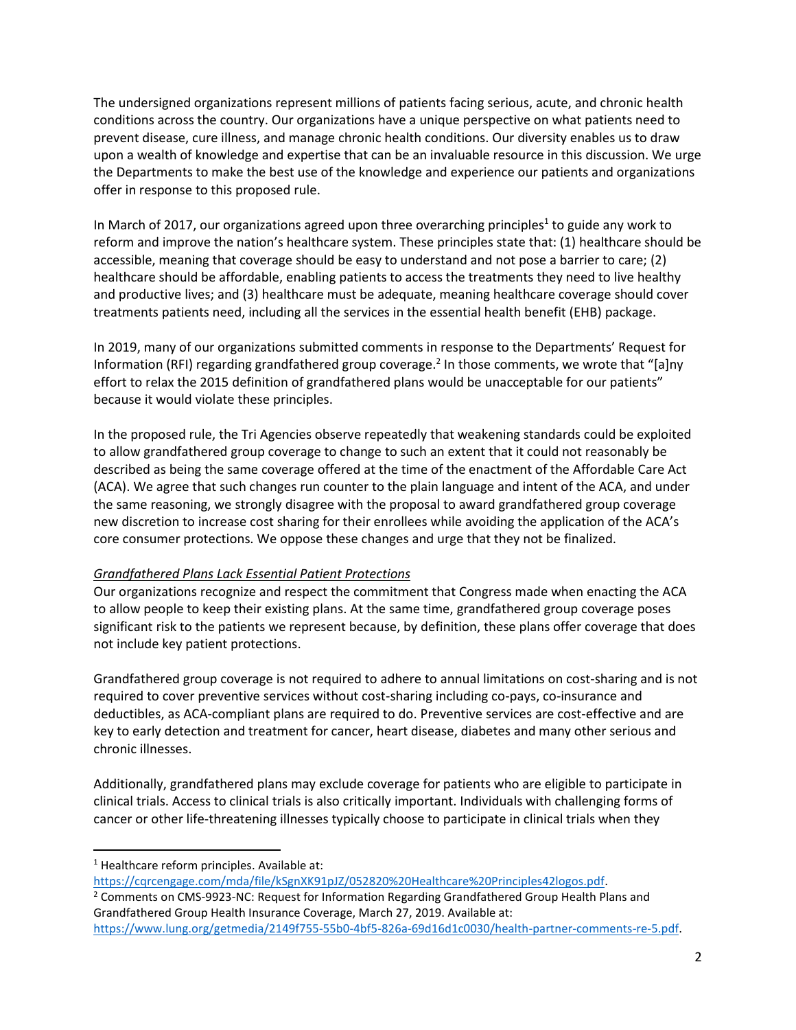The undersigned organizations represent millions of patients facing serious, acute, and chronic health conditions across the country. Our organizations have a unique perspective on what patients need to prevent disease, cure illness, and manage chronic health conditions. Our diversity enables us to draw upon a wealth of knowledge and expertise that can be an invaluable resource in this discussion. We urge the Departments to make the best use of the knowledge and experience our patients and organizations offer in response to this proposed rule.

In March of 2017, our organizations agreed upon three overarching principles[1] to guide any work to reform and improve the nation's healthcare system. These principles state that: (1) healthcare should be accessible, meaning that coverage should be easy to understand and not pose a barrier to care; (2) healthcare should be affordable, enabling patients to access the treatments they need to live healthy and productive lives; and (3) healthcare must be adequate, meaning healthcare coverage should cover treatments patients need, including all the services in the essential health benefit (EHB) package.

In 2019, many of our organizations submitted comments in response to the Departments' Request for Information (RFI) regarding grandfathered group coverage.[2] In those comments, we wrote that "[a]ny effort to relax the 2015 definition of grandfathered plans would be unacceptable for our patients" because it would violate these principles.

In the proposed rule, the Tri Agencies observe repeatedly that weakening standards could be exploited to allow grandfathered group coverage to change to such an extent that it could not reasonably be described as being the same coverage offered at the time of the enactment of the Affordable Care Act (ACA). We agree that such changes run counter to the plain language and intent of the ACA, and under the same reasoning, we strongly disagree with the proposal to award grandfathered group coverage new discretion to increase cost sharing for their enrollees while avoiding the application of the ACA's core consumer protections. We oppose these changes and urge that they not be finalized.

*Grandfathered Plans Lack Essential Patient Protections*

Our organizations recognize and respect the commitment that Congress made when enacting the ACA to allow people to keep their existing plans. At the same time, grandfathered group coverage poses significant risk to the patients we represent because, by definition, these plans offer coverage that does not include key patient protections.

Grandfathered group coverage is not required to adhere to annual limitations on cost-sharing and is not required to cover preventive services without cost-sharing including co-pays, co-insurance and deductibles, as ACA-compliant plans are required to do. Preventive services are cost-effective and are key to early detection and treatment for cancer, heart disease, diabetes and many other serious and chronic illnesses.

Additionally, grandfathered plans may exclude coverage for patients who are eligible to participate in clinical trials. Access to clinical trials is also critically important. Individuals with challenging forms of cancer or other life-threatening illnesses typically choose to participate in clinical trials when they

---

[1] Healthcare reform principles. Available at: https://cqrcengage.com/mda/file/kSgnXK91pJZ/052820%20Healthcare%20Principles42logos.pdf.

[2] Comments on CMS-9923-NC: Request for Information Regarding Grandfathered Group Health Plans and Grandfathered Group Health Insurance Coverage, March 27, 2019. Available at: https://www.lung.org/getmedia/2149f755-55b0-4bf5-826a-69d16d1c0030/health-partner-comments-re-5.pdf.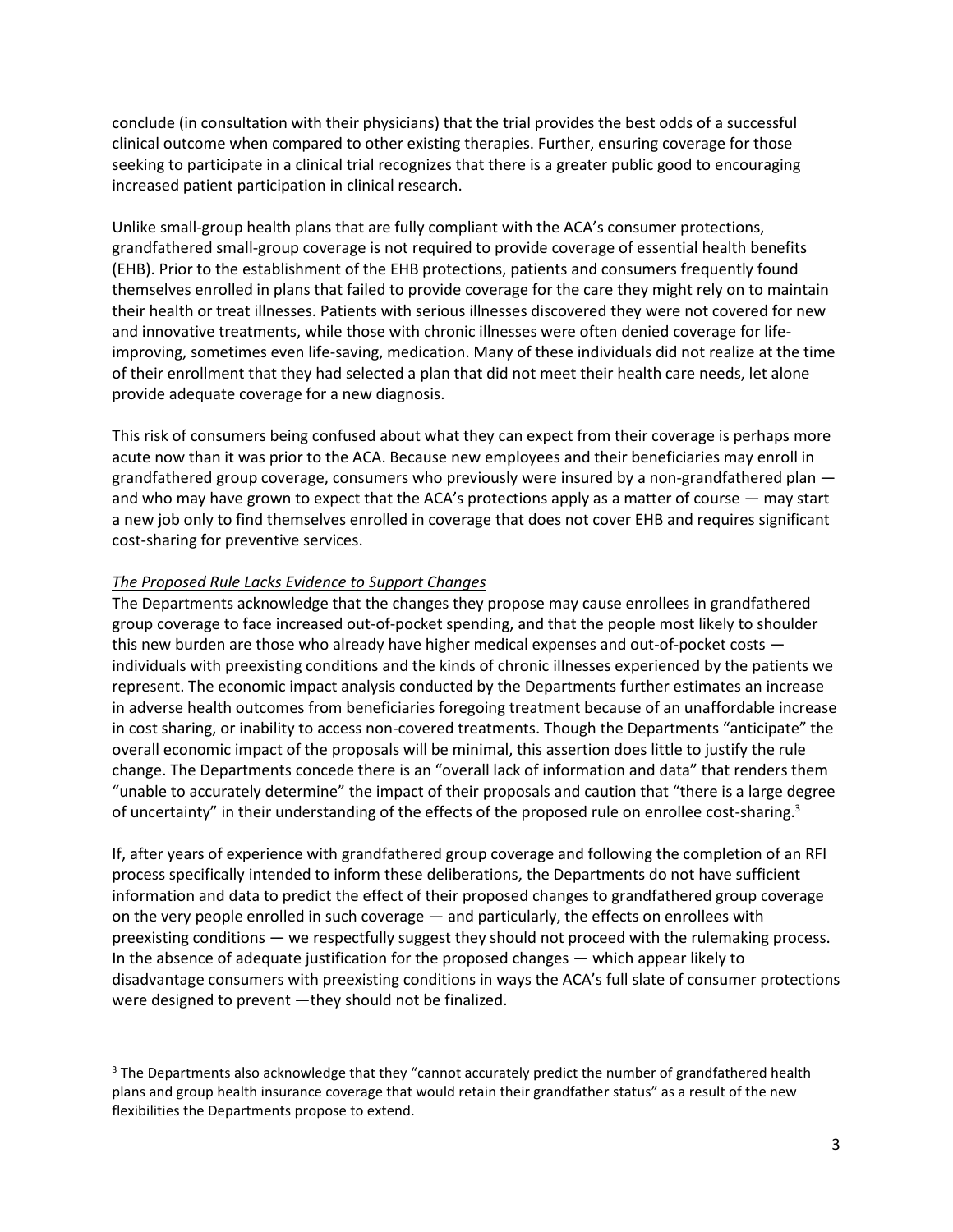conclude (in consultation with their physicians) that the trial provides the best odds of a successful clinical outcome when compared to other existing therapies. Further, ensuring coverage for those seeking to participate in a clinical trial recognizes that there is a greater public good to encouraging increased patient participation in clinical research.

Unlike small-group health plans that are fully compliant with the ACA's consumer protections, grandfathered small-group coverage is not required to provide coverage of essential health benefits (EHB). Prior to the establishment of the EHB protections, patients and consumers frequently found themselves enrolled in plans that failed to provide coverage for the care they might rely on to maintain their health or treat illnesses. Patients with serious illnesses discovered they were not covered for new and innovative treatments, while those with chronic illnesses were often denied coverage for life-improving, sometimes even life-saving, medication. Many of these individuals did not realize at the time of their enrollment that they had selected a plan that did not meet their health care needs, let alone provide adequate coverage for a new diagnosis.

This risk of consumers being confused about what they can expect from their coverage is perhaps more acute now than it was prior to the ACA. Because new employees and their beneficiaries may enroll in grandfathered group coverage, consumers who previously were insured by a non-grandfathered plan — and who may have grown to expect that the ACA's protections apply as a matter of course — may start a new job only to find themselves enrolled in coverage that does not cover EHB and requires significant cost-sharing for preventive services.

*The Proposed Rule Lacks Evidence to Support Changes*

The Departments acknowledge that the changes they propose may cause enrollees in grandfathered group coverage to face increased out-of-pocket spending, and that the people most likely to shoulder this new burden are those who already have higher medical expenses and out-of-pocket costs — individuals with preexisting conditions and the kinds of chronic illnesses experienced by the patients we represent. The economic impact analysis conducted by the Departments further estimates an increase in adverse health outcomes from beneficiaries foregoing treatment because of an unaffordable increase in cost sharing, or inability to access non-covered treatments. Though the Departments "anticipate" the overall economic impact of the proposals will be minimal, this assertion does little to justify the rule change. The Departments concede there is an "overall lack of information and data" that renders them "unable to accurately determine" the impact of their proposals and caution that "there is a large degree of uncertainty" in their understanding of the effects of the proposed rule on enrollee cost-sharing.[3]

If, after years of experience with grandfathered group coverage and following the completion of an RFI process specifically intended to inform these deliberations, the Departments do not have sufficient information and data to predict the effect of their proposed changes to grandfathered group coverage on the very people enrolled in such coverage — and particularly, the effects on enrollees with preexisting conditions — we respectfully suggest they should not proceed with the rulemaking process. In the absence of adequate justification for the proposed changes — which appear likely to disadvantage consumers with preexisting conditions in ways the ACA's full slate of consumer protections were designed to prevent —they should not be finalized.

[3] The Departments also acknowledge that they "cannot accurately predict the number of grandfathered health plans and group health insurance coverage that would retain their grandfather status" as a result of the new flexibilities the Departments propose to extend.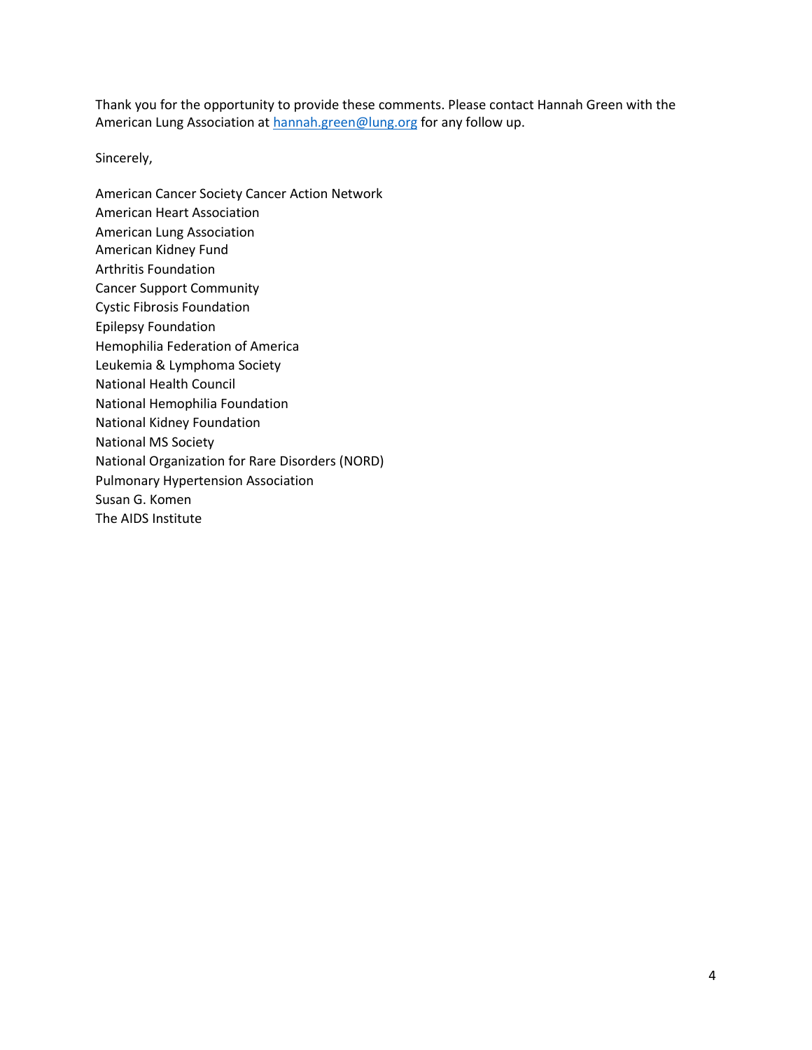Thank you for the opportunity to provide these comments. Please contact Hannah Green with the American Lung Association at hannah.green@lung.org for any follow up.

Sincerely,

American Cancer Society Cancer Action Network  
American Heart Association  
American Lung Association  
American Kidney Fund  
Arthritis Foundation  
Cancer Support Community  
Cystic Fibrosis Foundation  
Epilepsy Foundation  
Hemophilia Federation of America  
Leukemia & Lymphoma Society  
National Health Council  
National Hemophilia Foundation  
National Kidney Foundation  
National MS Society  
National Organization for Rare Disorders (NORD)  
Pulmonary Hypertension Association  
Susan G. Komen  
The AIDS Institute